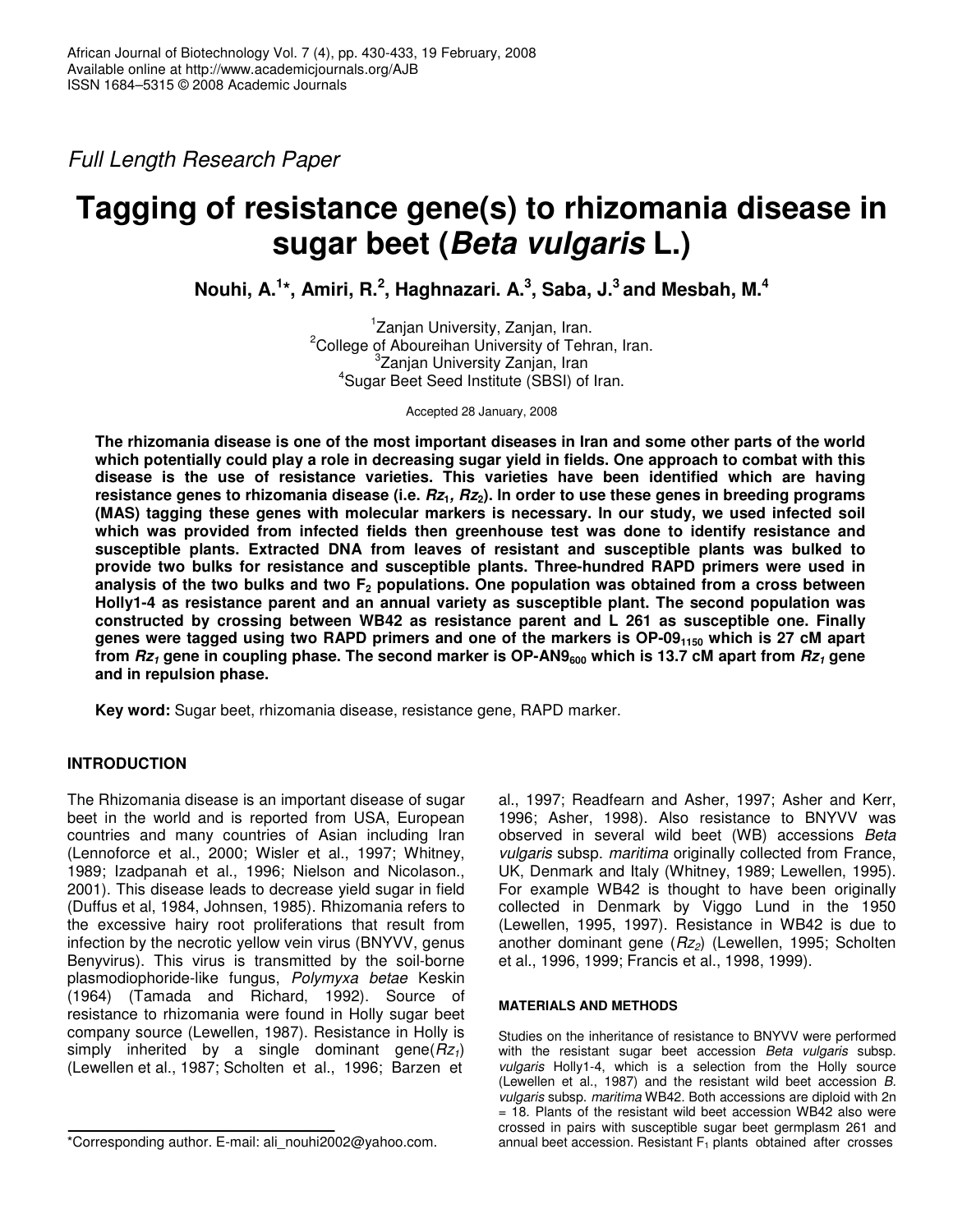*Full Length Research Paper*

# Tagging of resistance gene(s) to rhizomania disease in sugar beet (*Beta vulgaris* L.)

**Nouhi, A.[1]*, Amiri, R.[2], Haghnazari. A.[3], Saba, J.[3] and Mesbah, M.[4]**

[1]Zanjan University, Zanjan, Iran.
[2]College of Aboureihan University of Tehran, Iran.
[3]Zanjan University Zanjan, Iran
[4]Sugar Beet Seed Institute (SBSI) of Iran.

Accepted 28 January, 2008

**The rhizomania disease is one of the most important diseases in Iran and some other parts of the world which potentially could play a role in decreasing sugar yield in fields. One approach to combat with this disease is the use of resistance varieties. This varieties have been identified which are having resistance genes to rhizomania disease (i.e. $Rz_1$, $Rz_2$). In order to use these genes in breeding programs (MAS) tagging these genes with molecular markers is necessary. In our study, we used infected soil which was provided from infected fields then greenhouse test was done to identify resistance and susceptible plants. Extracted DNA from leaves of resistant and susceptible plants was bulked to provide two bulks for resistance and susceptible plants. Three-hundred RAPD primers were used in analysis of the two bulks and two $F_2$ populations. One population was obtained from a cross between Holly1-4 as resistance parent and an annual variety as susceptible plant. The second population was constructed by crossing between WB42 as resistance parent and L 261 as susceptible one. Finally genes were tagged using two RAPD primers and one of the markers is OP-$09_{1150}$ which is 27 cM apart from $Rz_1$ gene in coupling phase. The second marker is OP-$AN9_{600}$ which is 13.7 cM apart from $Rz_1$ gene and in repulsion phase.**

**Key word:** Sugar beet, rhizomania disease, resistance gene, RAPD marker.

## INTRODUCTION

The Rhizomania disease is an important disease of sugar beet in the world and is reported from USA, European countries and many countries of Asian including Iran (Lennoforce et al., 2000; Wisler et al., 1997; Whitney, 1989; Izadpanah et al., 1996; Nielson and Nicolason., 2001). This disease leads to decrease yield sugar in field (Duffus et al, 1984, Johnsen, 1985). Rhizomania refers to the excessive hairy root proliferations that result from infection by the necrotic yellow vein virus (BNYVV, genus Benyvirus). This virus is transmitted by the soil-borne plasmodiophoride-like fungus, *Polymyxa betae* Keskin (1964) (Tamada and Richard, 1992). Source of resistance to rhizomania were found in Holly sugar beet company source (Lewellen, 1987). Resistance in Holly is simply inherited by a single dominant gene($Rz_1$) (Lewellen et al., 1987; Scholten et al., 1996; Barzen et al., 1997; Readfearn and Asher, 1997; Asher and Kerr, 1996; Asher, 1998). Also resistance to BNYVV was observed in several wild beet (WB) accessions *Beta vulgaris* subsp. *maritima* originally collected from France, UK, Denmark and Italy (Whitney, 1989; Lewellen, 1995). For example WB42 is thought to have been originally collected in Denmark by Viggo Lund in the 1950 (Lewellen, 1995, 1997). Resistance in WB42 is due to another dominant gene ($Rz_2$) (Lewellen, 1995; Scholten et al., 1996, 1999; Francis et al., 1998, 1999).

### MATERIALS AND METHODS

Studies on the inheritance of resistance to BNYVV were performed with the resistant sugar beet accession *Beta vulgaris* subsp. *vulgaris* Holly1-4, which is a selection from the Holly source (Lewellen et al., 1987) and the resistant wild beet accession *B. vulgaris* subsp. *maritima* WB42. Both accessions are diploid with 2n = 18. Plants of the resistant wild beet accession WB42 also were crossed in pairs with susceptible sugar beet germplasm 261 and annual beet accession. Resistant $F_1$ plants obtained after crosses

*Corresponding author. E-mail: ali_nouhi2002@yahoo.com.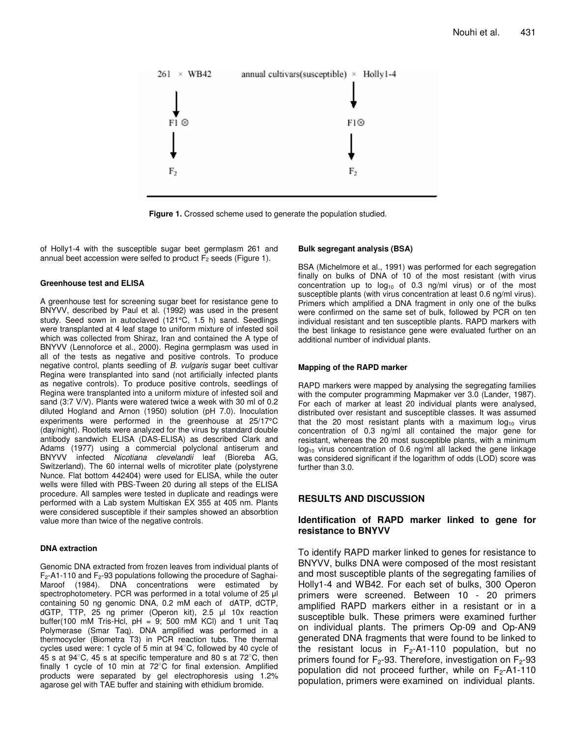261 × WB42 annual cultivars(susceptible) × Holly1-4

F1 ⊗ F1⊗

$F_2$ $F_2$

**Figure 1.** Crossed scheme used to generate the population studied.

of Holly1-4 with the susceptible sugar beet germplasm 261 and annual beet accession were selfed to product $F_2$ seeds (Figure 1).

#### Greenhouse test and ELISA

A greenhouse test for screening sugar beet for resistance gene to BNYVV, described by Paul et al. (1992) was used in the present study. Seed sown in autoclaved (121°C, 1.5 h) sand. Seedlings were transplanted at 4 leaf stage to uniform mixture of infested soil which was collected from Shiraz, Iran and contained the A type of BNYVV (Lennoforce et al., 2000). Regina germplasm was used in all of the tests as negative and positive controls. To produce negative control, plants seedling of *B. vulgaris* sugar beet cultivar Regina were transplanted into sand (not artificially infected plants as negative controls). To produce positive controls, seedlings of Regina were transplanted into a uniform mixture of infested soil and sand (3:7 V/V). Plants were watered twice a week with 30 ml of 0.2 diluted Hogland and Arnon (1950) solution (pH 7.0). Inoculation experiments were performed in the greenhouse at 25/17°C (day/night). Rootlets were analyzed for the virus by standard double antibody sandwich ELISA (DAS-ELISA) as described Clark and Adams (1977) using a commercial polyclonal antiserum and BNYVV infected *Nicotiana clevelandii* leaf (Bioreba AG, Switzerland). The 60 internal wells of microtiter plate (polystyrene Nunce. Flat bottom 442404) were used for ELISA, while the outer wells were filled with PBS-Tween 20 during all steps of the ELISA procedure. All samples were tested in duplicate and readings were performed with a Lab system Multiskan EX 355 at 405 nm. Plants were considered susceptible if their samples showed an absorbtion value more than twice of the negative controls.

#### DNA extraction

Genomic DNA extracted from frozen leaves from individual plants of $F_2$-A1-110 and $F_2$-93 populations following the procedure of Saghai-Maroof (1984). DNA concentrations were estimated by spectrophotometery. PCR was performed in a total volume of 25 µl containing 50 ng genomic DNA, 0.2 mM each of dATP, dCTP, dGTP, TTP, 25 ng primer (Operon kit), 2.5 µl 10x reaction buffer(100 mM Tris-Hcl, pH = 9; 500 mM KCl) and 1 unit Taq Polymerase (Smar Taq). DNA amplified was performed in a thermocycler (Biometra T3) in PCR reaction tubs. The thermal cycles used were: 1 cycle of 5 min at 94°C, followed by 40 cycle of 45 s at 94°C, 45 s at specific temperature and 80 s at 72°C, then finally 1 cycle of 10 min at 72°C for final extension. Amplified products were separated by gel electrophoresis using 1.2% agarose gel with TAE buffer and staining with ethidium bromide.

#### Bulk segregant analysis (BSA)

BSA (Michelmore et al., 1991) was performed for each segregation finally on bulks of DNA of 10 of the most resistant (with virus concentration up to $\log_{10}$ of 0.3 ng/ml virus) or of the most susceptible plants (with virus concentration at least 0.6 ng/ml virus). Primers which amplified a DNA fragment in only one of the bulks were confirmed on the same set of bulk, followed by PCR on ten individual resistant and ten susceptible plants. RAPD markers with the best linkage to resistance gene were evaluated further on an additional number of individual plants.

#### Mapping of the RAPD marker

RAPD markers were mapped by analysing the segregating families with the computer programming Mapmaker ver 3.0 (Lander, 1987). For each of marker at least 20 individual plants were analysed, distributed over resistant and susceptible classes. It was assumed that the 20 most resistant plants with a maximum $\log_{10}$ virus concentration of 0.3 ng/ml all contained the major gene for resistant, whereas the 20 most susceptible plants, with a minimum $\log_{10}$ virus concentration of 0.6 ng/ml all lacked the gene linkage was considered significant if the logarithm of odds (LOD) score was further than 3.0.

## RESULTS AND DISCUSSION

### Identification of RAPD marker linked to gene for resistance to BNYVV

To identify RAPD marker linked to genes for resistance to BNYVV, bulks DNA were composed of the most resistant and most susceptible plants of the segregating families of Holly1-4 and WB42. For each set of bulks, 300 Operon primers were screened. Between 10 - 20 primers amplified RAPD markers either in a resistant or in a susceptible bulk. These primers were examined further on individual plants. The primers Op-09 and Op-AN9 generated DNA fragments that were found to be linked to the resistant locus in $F_2$-A1-110 population, but no primers found for $F_2$-93. Therefore, investigation on $F_2$-93 population did not proceed further, while on $F_2$-A1-110 population, primers were examined on individual plants.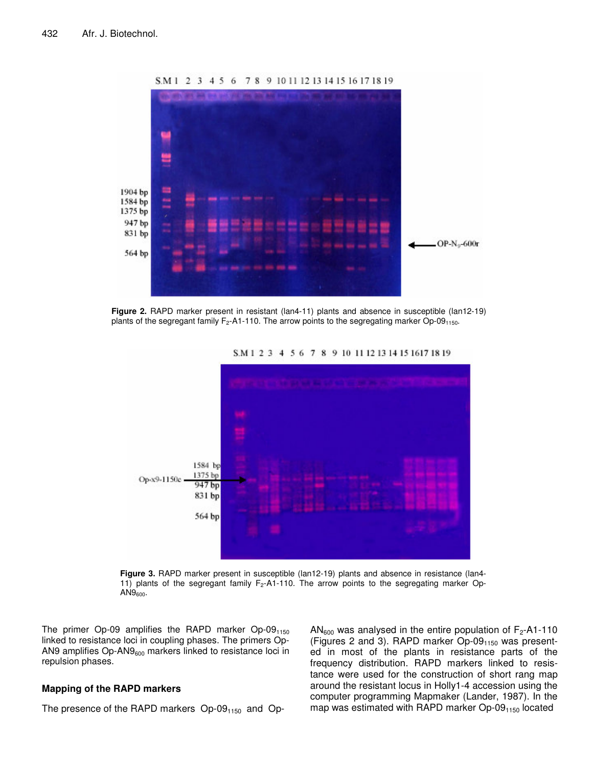**Figure 2.** RAPD marker present in resistant (lan4-11) plants and absence in susceptible (lan12-19) plants of the segregant family $F_2$-A1-110. The arrow points to the segregating marker $Op\text{-}09_{1150}$.

**Figure 3.** RAPD marker present in susceptible (lan12-19) plants and absence in resistance (lan4-11) plants of the segregant family $F_2$-A1-110. The arrow points to the segregating marker Op-$AN9_{600}$.

The primer Op-09 amplifies the RAPD marker $Op\text{-}09_{1150}$ linked to resistance loci in coupling phases. The primers Op-AN9 amplifies Op-$AN9_{600}$ markers linked to resistance loci in repulsion phases.

### Mapping of the RAPD markers

The presence of the RAPD markers $Op\text{-}09_{1150}$ and Op-$AN_{600}$ was analysed in the entire population of $F_2$-A1-110 (Figures 2 and 3). RAPD marker $Op\text{-}09_{1150}$ was presented in most of the plants in resistance parts of the frequency distribution. RAPD markers linked to resistance were used for the construction of short rang map around the resistant locus in Holly1-4 accession using the computer programming Mapmaker (Lander, 1987). In the map was estimated with RAPD marker $Op\text{-}09_{1150}$ located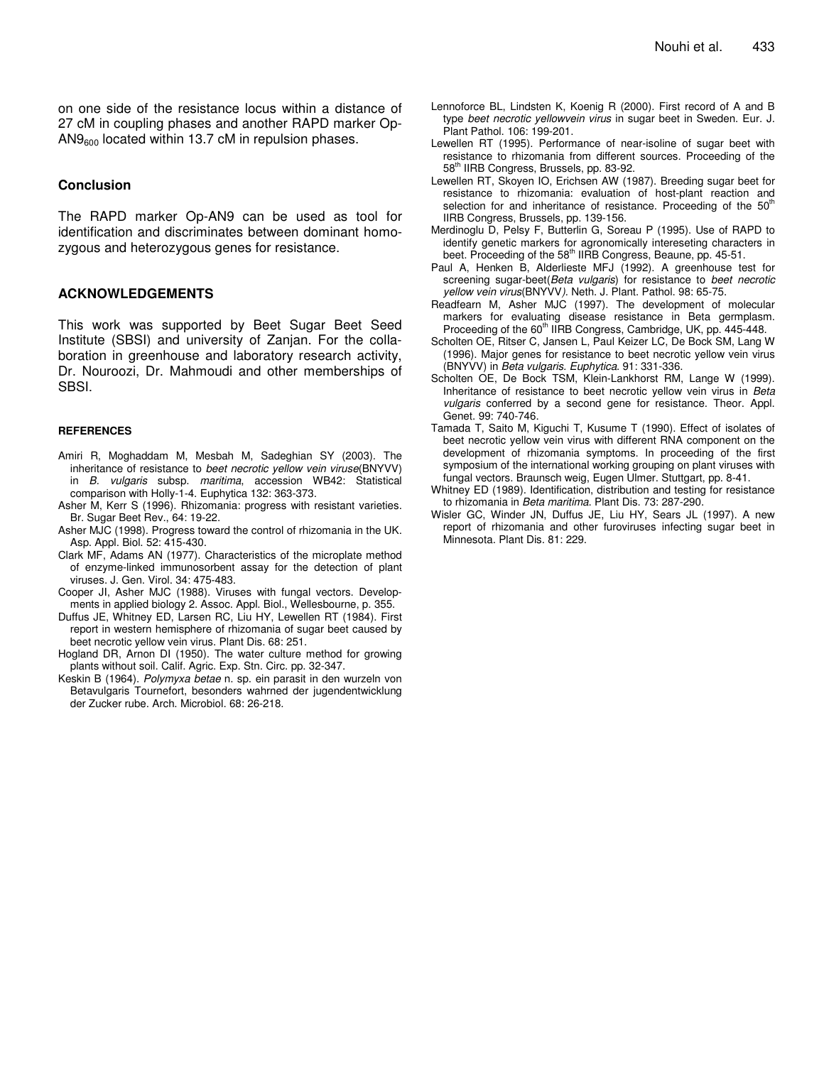on one side of the resistance locus within a distance of 27 cM in coupling phases and another RAPD marker Op-AN9$_{600}$ located within 13.7 cM in repulsion phases.

## Conclusion

The RAPD marker Op-AN9 can be used as tool for identification and discriminates between dominant homozygous and heterozygous genes for resistance.

## ACKNOWLEDGEMENTS

This work was supported by Beet Sugar Beet Seed Institute (SBSI) and university of Zanjan. For the collaboration in greenhouse and laboratory research activity, Dr. Nouroozi, Dr. Mahmoudi and other memberships of SBSI.

### REFERENCES

Amiri R, Moghaddam M, Mesbah M, Sadeghian SY (2003). The inheritance of resistance to *beet necrotic yellow vein viruse*(BNYVV) in *B. vulgaris* subsp. *maritima*, accession WB42: Statistical comparison with Holly-1-4. Euphytica 132: 363-373.

Asher M, Kerr S (1996). Rhizomania: progress with resistant varieties. Br. Sugar Beet Rev., 64: 19-22.

Asher MJC (1998). Progress toward the control of rhizomania in the UK. Asp. Appl. Biol. 52: 415-430.

Clark MF, Adams AN (1977). Characteristics of the microplate method of enzyme-linked immunosorbent assay for the detection of plant viruses. J. Gen. Virol. 34: 475-483.

Cooper JI, Asher MJC (1988). Viruses with fungal vectors. Developments in applied biology 2. Assoc. Appl. Biol., Wellesbourne, p. 355.

Duffus JE, Whitney ED, Larsen RC, Liu HY, Lewellen RT (1984). First report in western hemisphere of rhizomania of sugar beet caused by beet necrotic yellow vein virus. Plant Dis. 68: 251.

Hogland DR, Arnon DI (1950). The water culture method for growing plants without soil. Calif. Agric. Exp. Stn. Circ. pp. 32-347.

Keskin B (1964). *Polymyxa betae* n. sp. ein parasit in den wurzeln von Betavulgaris Tournefort, besonders wahrned der jugendentwicklung der Zucker rube. Arch. Microbiol. 68: 26-218.

Lennoforce BL, Lindsten K, Koenig R (2000). First record of A and B type *beet necrotic yellowvein virus* in sugar beet in Sweden. Eur. J. Plant Pathol. 106: 199-201.

Lewellen RT (1995). Performance of near-isoline of sugar beet with resistance to rhizomania from different sources. Proceeding of the 58th IIRB Congress, Brussels, pp. 83-92.

Lewellen RT, Skoyen IO, Erichsen AW (1987). Breeding sugar beet for resistance to rhizomania: evaluation of host-plant reaction and selection for and inheritance of resistance. Proceeding of the 50th IIRB Congress, Brussels, pp. 139-156.

Merdinoglu D, Pelsy F, Butterlin G, Soreau P (1995). Use of RAPD to identify genetic markers for agronomically intereseting characters in beet. Proceeding of the 58th IIRB Congress, Beaune, pp. 45-51.

Paul A, Henken B, Alderlieste MFJ (1992). A greenhouse test for screening sugar-beet(*Beta vulgaris*) for resistance to *beet necrotic yellow vein virus*(BNYVV*)*. Neth. J. Plant. Pathol. 98: 65-75.

Readfearn M, Asher MJC (1997). The development of molecular markers for evaluating disease resistance in Beta germplasm. Proceeding of the 60th IIRB Congress, Cambridge, UK, pp. 445-448.

Scholten OE, Ritser C, Jansen L, Paul Keizer LC, De Bock SM, Lang W (1996). Major genes for resistance to beet necrotic yellow vein virus (BNYVV) in *Beta vulgaris. Euphytica*. 91: 331-336.

Scholten OE, De Bock TSM, Klein-Lankhorst RM, Lange W (1999). Inheritance of resistance to beet necrotic yellow vein virus in *Beta vulgaris* conferred by a second gene for resistance. Theor. Appl. Genet. 99: 740-746.

Tamada T, Saito M, Kiguchi T, Kusume T (1990). Effect of isolates of beet necrotic yellow vein virus with different RNA component on the development of rhizomania symptoms. In proceeding of the first symposium of the international working grouping on plant viruses with fungal vectors. Braunsch weig, Eugen Ulmer. Stuttgart, pp. 8-41.

Whitney ED (1989). Identification, distribution and testing for resistance to rhizomania in *Beta maritima*. Plant Dis. 73: 287-290.

Wisler GC, Winder JN, Duffus JE, Liu HY, Sears JL (1997). A new report of rhizomania and other furoviruses infecting sugar beet in Minnesota. Plant Dis. 81: 229.